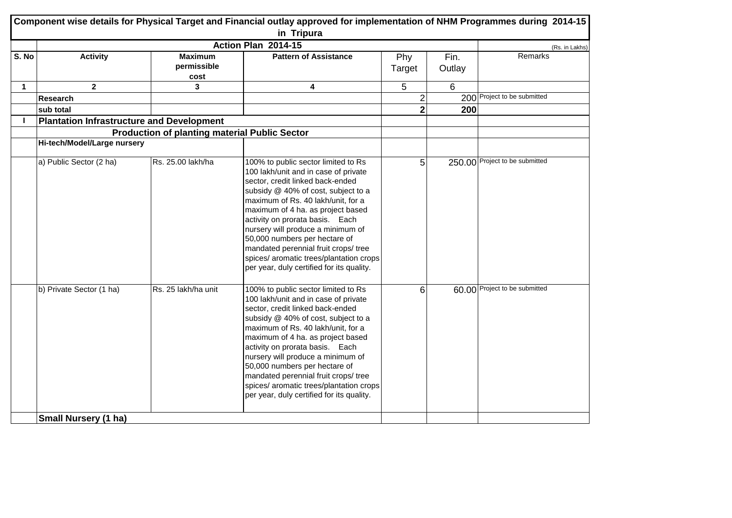# Component wise details for Physical Target and Financial outlay approved for implementation of NHM Programmes during 2014-15 in Tripura

| | Action Plan 2014-15 | | | | | (Rs. in Lakhs) |
|---|---|---|---|---|---|---|
| **S. No** | **Activity** | **Maximum permissible cost** | **Pattern of Assistance** | Phy Target | Fin. Outlay | Remarks |
| **1** | **2** | **3** | **4** | 5 | 6 | |
| | **Research** | | | 2 | 200 | Project to be submitted |
| | **sub total** | | | **2** | **200** | |
| **I** | **Plantation Infrastructure and Development** | | | | | |
| | | **Production of planting material Public Sector** | | | | |
| | **Hi-tech/Model/Large nursery** | | | | | |
| | a) Public Sector (2 ha) | Rs. 25.00 lakh/ha | 100% to public sector limited to Rs 100 lakh/unit and in case of private sector, credit linked back-ended subsidy @ 40% of cost, subject to a maximum of Rs. 40 lakh/unit, for a maximum of 4 ha. as project based activity on prorata basis. Each nursery will produce a minimum of 50,000 numbers per hectare of mandated perennial fruit crops/ tree spices/ aromatic trees/plantation crops per year, duly certified for its quality. | 5 | 250.00 | Project to be submitted |
| | b) Private Sector (1 ha) | Rs. 25 lakh/ha unit | 100% to public sector limited to Rs 100 lakh/unit and in case of private sector, credit linked back-ended subsidy @ 40% of cost, subject to a maximum of Rs. 40 lakh/unit, for a maximum of 4 ha. as project based activity on prorata basis. Each nursery will produce a minimum of 50,000 numbers per hectare of mandated perennial fruit crops/ tree spices/ aromatic trees/plantation crops per year, duly certified for its quality. | 6 | 60.00 | Project to be submitted |
| | **Small Nursery (1 ha)** | | | | | |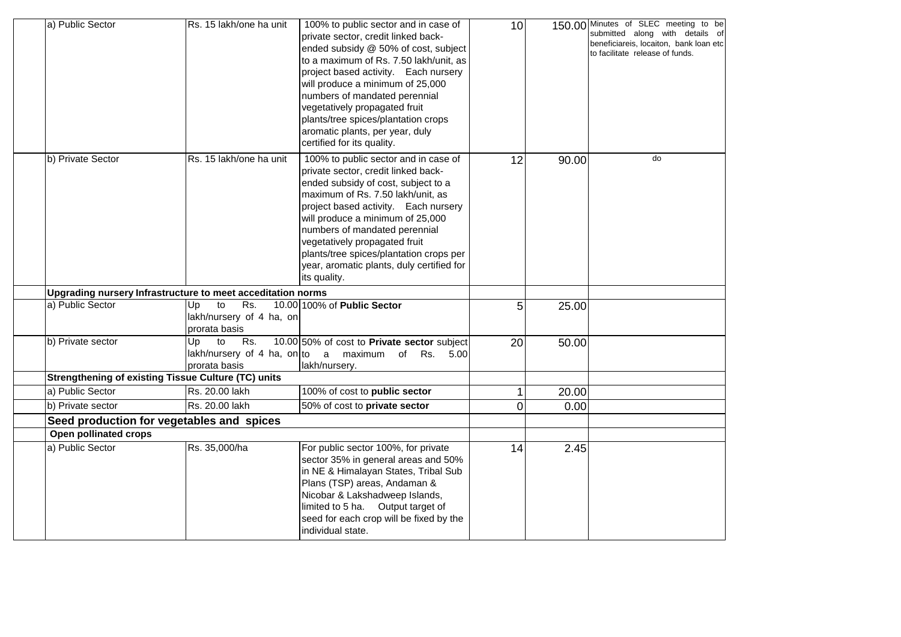| | | | | | |
|---|---|---|---|---|---|
| a) Public Sector | Rs. 15 lakh/one ha unit | 100% to public sector and in case of private sector, credit linked back-ended subsidy @ 50% of cost, subject to a maximum of Rs. 7.50 lakh/unit, as project based activity. Each nursery will produce a minimum of 25,000 numbers of mandated perennial vegetatively propagated fruit plants/tree spices/plantation crops aromatic plants, per year, duly certified for its quality. | 10 | 150.00 | Minutes of SLEC meeting to be submitted along with details of beneficiareis, locaiton, bank loan etc to facilitate release of funds. |
| b) Private Sector | Rs. 15 lakh/one ha unit | 100% to public sector and in case of private sector, credit linked back-ended subsidy of cost, subject to a maximum of Rs. 7.50 lakh/unit, as project based activity. Each nursery will produce a minimum of 25,000 numbers of mandated perennial vegetatively propagated fruit plants/tree spices/plantation crops per year, aromatic plants, duly certified for its quality. | 12 | 90.00 | do |
| **Upgrading nursery Infrastructure to meet acceditation norms** | | | | | |
| a) Public Sector | Up to Rs. 10.00 lakh/nursery of 4 ha, on prorata basis | 100% of **Public Sector** | 5 | 25.00 | |
| b) Private sector | Up to Rs. 10.00 lakh/nursery of 4 ha, on prorata basis | 50% of cost to **Private sector** subject to a maximum of Rs. 5.00 lakh/nursery. | 20 | 50.00 | |
| **Strengthening of existing Tissue Culture (TC) units** | | | | | |
| a) Public Sector | Rs. 20.00 lakh | 100% of cost to **public sector** | 1 | 20.00 | |
| b) Private sector | Rs. 20.00 lakh | 50% of cost to **private sector** | 0 | 0.00 | |
| **Seed production for vegetables and spices** | | | | | |
| **Open pollinated crops** | | | | | |
| a) Public Sector | Rs. 35,000/ha | For public sector 100%, for private sector 35% in general areas and 50% in NE & Himalayan States, Tribal Sub Plans (TSP) areas, Andaman & Nicobar & Lakshadweep Islands, limited to 5 ha. Output target of seed for each crop will be fixed by the individual state. | 14 | 2.45 | |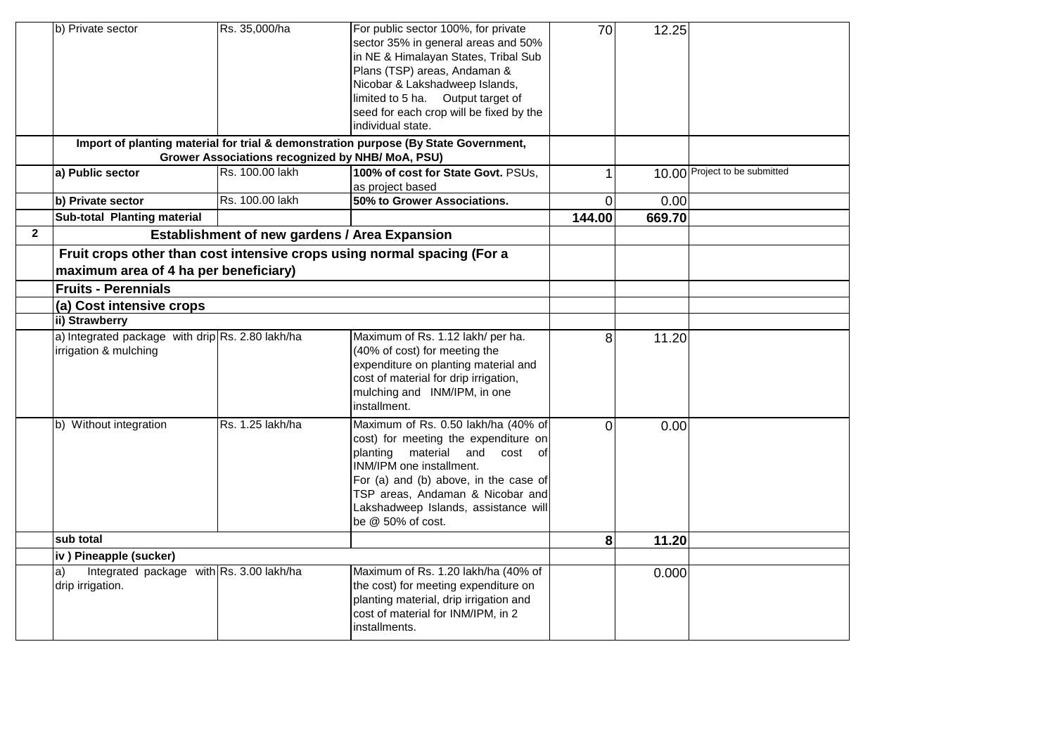| | | | | | | |
|---|---|---|---|---|---|---|
| | b) Private sector | Rs. 35,000/ha | For public sector 100%, for private sector 35% in general areas and 50% in NE & Himalayan States, Tribal Sub Plans (TSP) areas, Andaman & Nicobar & Lakshadweep Islands, limited to 5 ha. Output target of seed for each crop will be fixed by the individual state. | 70 | 12.25 | |
| | **Import of planting material for trial & demonstration purpose (By State Government, Grower Associations recognized by NHB/ MoA, PSU)** | | | | | |
| | **a) Public sector** | Rs. 100.00 lakh | **100% of cost for State Govt.** PSUs, as project based | 1 | 10.00 | Project to be submitted |
| | **b) Private sector** | Rs. 100.00 lakh | **50% to Grower Associations.** | 0 | 0.00 | |
| | **Sub-total Planting material** | | | **144.00** | **669.70** | |
| **2** | **Establishment of new gardens / Area Expansion** | | | | | |
| | **Fruit crops other than cost intensive crops using normal spacing (For a maximum area of 4 ha per beneficiary)** | | | | | |
| | **Fruits - Perennials** | | | | | |
| | **(a) Cost intensive crops** | | | | | |
| | **ii) Strawberry** | | | | | |
| | a) Integrated package with drip irrigation & mulching | Rs. 2.80 lakh/ha | Maximum of Rs. 1.12 lakh/ per ha. (40% of cost) for meeting the expenditure on planting material and cost of material for drip irrigation, mulching and INM/IPM, in one installment. | 8 | 11.20 | |
| | b) Without integration | Rs. 1.25 lakh/ha | Maximum of Rs. 0.50 lakh/ha (40% of cost) for meeting the expenditure on planting material and cost of INM/IPM one installment. For (a) and (b) above, in the case of TSP areas, Andaman & Nicobar and Lakshadweep Islands, assistance will be @ 50% of cost. | 0 | 0.00 | |
| | **sub total** | | | **8** | **11.20** | |
| | **iv ) Pineapple (sucker)** | | | | | |
| | a) Integrated package with drip irrigation. | Rs. 3.00 lakh/ha | Maximum of Rs. 1.20 lakh/ha (40% of the cost) for meeting expenditure on planting material, drip irrigation and cost of material for INM/IPM, in 2 installments. | | 0.000 | |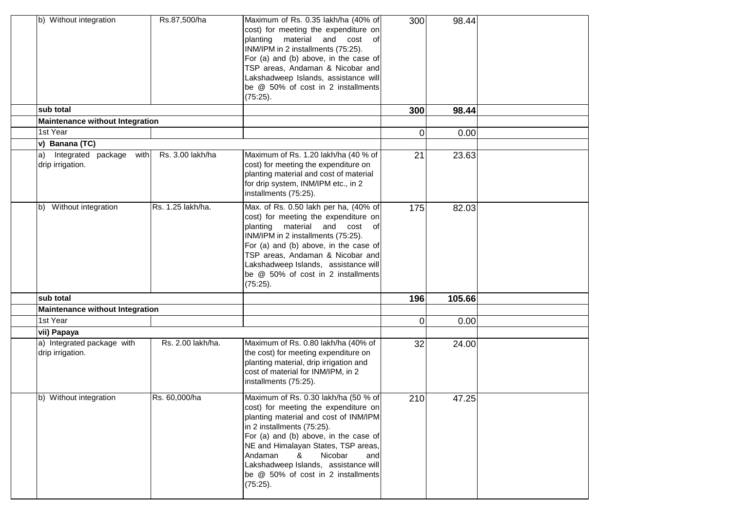| | | | | | |
|---|---|---|---|---|---|
| | b) Without integration | Rs.87,500/ha | Maximum of Rs. 0.35 lakh/ha (40% of cost) for meeting the expenditure on planting material and cost of INM/IPM in 2 installments (75:25). For (a) and (b) above, in the case of TSP areas, Andaman & Nicobar and Lakshadweep Islands, assistance will be @ 50% of cost in 2 installments (75:25). | 300 | 98.44 | |
| | **sub total** | | | **300** | **98.44** | |
| | **Maintenance without Integration** | | | | | |
| | 1st Year | | | 0 | 0.00 | |
| | **v) Banana (TC)** | | | | | |
| | a) Integrated package with drip irrigation. | Rs. 3.00 lakh/ha | Maximum of Rs. 1.20 lakh/ha (40 % of cost) for meeting the expenditure on planting material and cost of material for drip system, INM/IPM etc., in 2 installments (75:25). | 21 | 23.63 | |
| | b) Without integration | Rs. 1.25 lakh/ha. | Max. of Rs. 0.50 lakh per ha, (40% of cost) for meeting the expenditure on planting material and cost of INM/IPM in 2 installments (75:25). For (a) and (b) above, in the case of TSP areas, Andaman & Nicobar and Lakshadweep Islands, assistance will be @ 50% of cost in 2 installments (75:25). | 175 | 82.03 | |
| | **sub total** | | | **196** | **105.66** | |
| | **Maintenance without Integration** | | | | | |
| | 1st Year | | | 0 | 0.00 | |
| | **vii) Papaya** | | | | | |
| | a) Integrated package with drip irrigation. | Rs. 2.00 lakh/ha. | Maximum of Rs. 0.80 lakh/ha (40% of the cost) for meeting expenditure on planting material, drip irrigation and cost of material for INM/IPM, in 2 installments (75:25). | 32 | 24.00 | |
| | b) Without integration | Rs. 60,000/ha | Maximum of Rs. 0.30 lakh/ha (50 % of cost) for meeting the expenditure on planting material and cost of INM/IPM in 2 installments (75:25). For (a) and (b) above, in the case of NE and Himalayan States, TSP areas, Andaman & Nicobar and Lakshadweep Islands, assistance will be @ 50% of cost in 2 installments (75:25). | 210 | 47.25 | |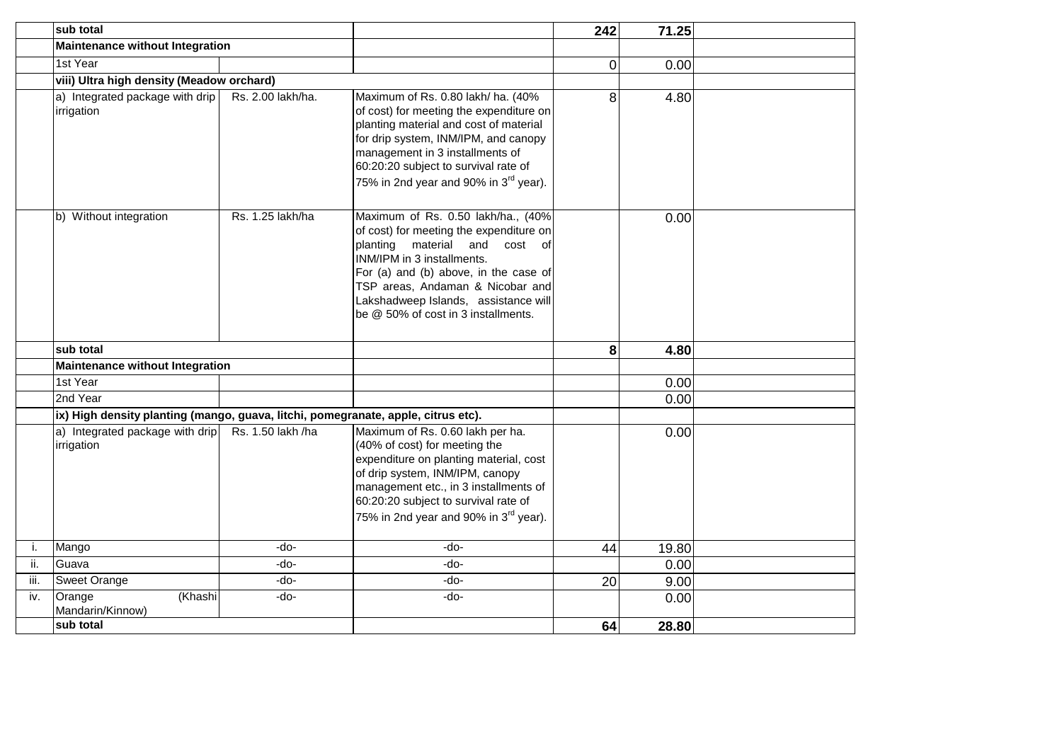| | | | | | | |
|---|---|---|---|---|---|---|
| | **sub total** | | | **242** | **71.25** | |
| | **Maintenance without Integration** | | | | | |
| | 1st Year | | | 0 | 0.00 | |
| | **viii) Ultra high density (Meadow orchard)** | | | | | |
| | a) Integrated package with drip irrigation | Rs. 2.00 lakh/ha. | Maximum of Rs. 0.80 lakh/ ha. (40% of cost) for meeting the expenditure on planting material and cost of material for drip system, INM/IPM, and canopy management in 3 installments of 60:20:20 subject to survival rate of 75% in 2nd year and 90% in 3rd year). | 8 | 4.80 | |
| | b) Without integration | Rs. 1.25 lakh/ha | Maximum of Rs. 0.50 lakh/ha., (40% of cost) for meeting the expenditure on planting material and cost of INM/IPM in 3 installments. For (a) and (b) above, in the case of TSP areas, Andaman & Nicobar and Lakshadweep Islands, assistance will be @ 50% of cost in 3 installments. | | 0.00 | |
| | **sub total** | | | **8** | **4.80** | |
| | **Maintenance without Integration** | | | | | |
| | 1st Year | | | | 0.00 | |
| | 2nd Year | | | | 0.00 | |
| | **ix) High density planting (mango, guava, litchi, pomegranate, apple, citrus etc).** | | | | | |
| | a) Integrated package with drip irrigation | Rs. 1.50 lakh /ha | Maximum of Rs. 0.60 lakh per ha. (40% of cost) for meeting the expenditure on planting material, cost of drip system, INM/IPM, canopy management etc., in 3 installments of 60:20:20 subject to survival rate of 75% in 2nd year and 90% in 3rd year). | | 0.00 | |
| i. | Mango | -do- | -do- | 44 | 19.80 | |
| ii. | Guava | -do- | -do- | | 0.00 | |
| iii. | Sweet Orange | -do- | -do- | 20 | 9.00 | |
| iv. | Orange (Khashi Mandarin/Kinnow) | -do- | -do- | | 0.00 | |
| | **sub total** | | | **64** | **28.80** | |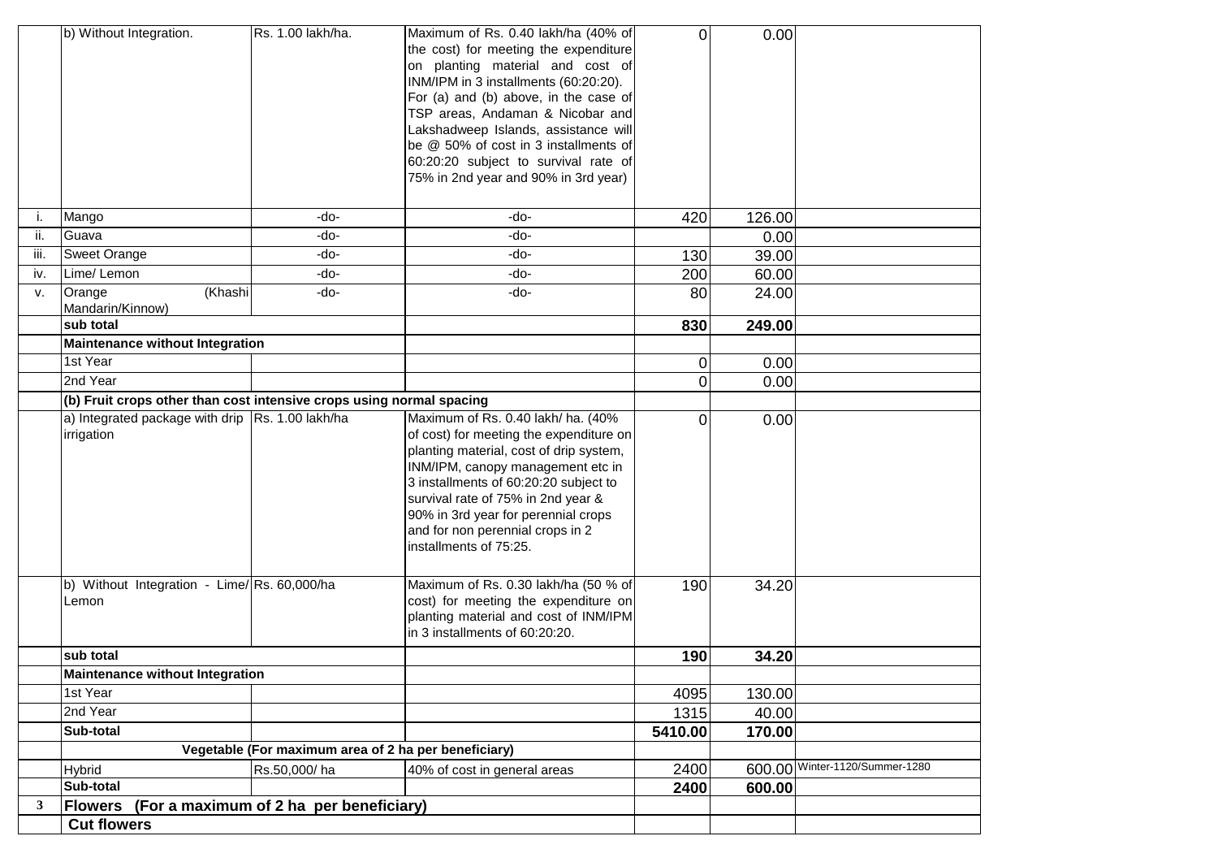| | | | | | | |
|---|---|---|---|---|---|---|
| | b) Without Integration. | Rs. 1.00 lakh/ha. | Maximum of Rs. 0.40 lakh/ha (40% of the cost) for meeting the expenditure on planting material and cost of INM/IPM in 3 installments (60:20:20). For (a) and (b) above, in the case of TSP areas, Andaman & Nicobar and Lakshadweep Islands, assistance will be @ 50% of cost in 3 installments of 60:20:20 subject to survival rate of 75% in 2nd year and 90% in 3rd year) | 0 | 0.00 | |
| i. | Mango | -do- | -do- | 420 | 126.00 | |
| ii. | Guava | -do- | -do- | | 0.00 | |
| iii. | Sweet Orange | -do- | -do- | 130 | 39.00 | |
| iv. | Lime/ Lemon | -do- | -do- | 200 | 60.00 | |
| v. | Orange (Khashi Mandarin/Kinnow) | -do- | -do- | 80 | 24.00 | |
| | **sub total** | | | **830** | **249.00** | |
| | **Maintenance without Integration** | | | | | |
| | 1st Year | | | 0 | 0.00 | |
| | 2nd Year | | | 0 | 0.00 | |
| | **(b) Fruit crops other than cost intensive crops using normal spacing** | | | | | |
| | a) Integrated package with drip irrigation | Rs. 1.00 lakh/ha | Maximum of Rs. 0.40 lakh/ ha. (40% of cost) for meeting the expenditure on planting material, cost of drip system, INM/IPM, canopy management etc in 3 installments of 60:20:20 subject to survival rate of 75% in 2nd year & 90% in 3rd year for perennial crops and for non perennial crops in 2 installments of 75:25. | 0 | 0.00 | |
| | b) Without Integration - Lime/ Lemon | Rs. 60,000/ha | Maximum of Rs. 0.30 lakh/ha (50 % of cost) for meeting the expenditure on planting material and cost of INM/IPM in 3 installments of 60:20:20. | 190 | 34.20 | |
| | **sub total** | | | **190** | **34.20** | |
| | **Maintenance without Integration** | | | | | |
| | 1st Year | | | 4095 | 130.00 | |
| | 2nd Year | | | 1315 | 40.00 | |
| | **Sub-total** | | | **5410.00** | **170.00** | |
| | | **Vegetable (For maximum area of 2 ha per beneficiary)** | | | | |
| | Hybrid | Rs.50,000/ ha | 40% of cost in general areas | 2400 | 600.00 | Winter-1120/Summer-1280 |
| | **Sub-total** | | | **2400** | **600.00** | |
| **3** | **Flowers (For a maximum of 2 ha per beneficiary)** | | | | | |
| | **Cut flowers** | | | | | |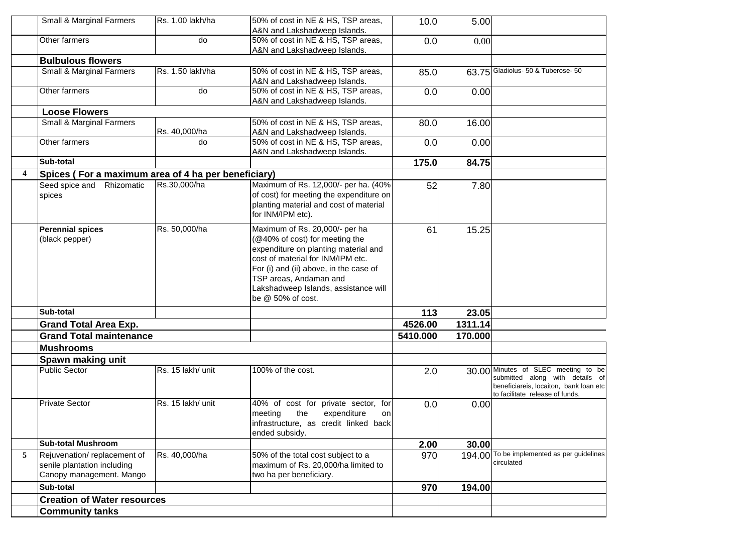| | | | | | | |
|---|---|---|---|---|---|---|
| | Small & Marginal Farmers | Rs. 1.00 lakh/ha | 50% of cost in NE & HS, TSP areas, A&N and Lakshadweep Islands. | 10.0 | 5.00 | |
| | Other farmers | do | 50% of cost in NE & HS, TSP areas, A&N and Lakshadweep Islands. | 0.0 | 0.00 | |
| | **Bulbulous flowers** | | | | | |
| | Small & Marginal Farmers | Rs. 1.50 lakh/ha | 50% of cost in NE & HS, TSP areas, A&N and Lakshadweep Islands. | 85.0 | 63.75 | Gladiolus- 50 & Tuberose- 50 |
| | Other farmers | do | 50% of cost in NE & HS, TSP areas, A&N and Lakshadweep Islands. | 0.0 | 0.00 | |
| | **Loose Flowers** | | | | | |
| | Small & Marginal Farmers | Rs. 40,000/ha | 50% of cost in NE & HS, TSP areas, A&N and Lakshadweep Islands. | 80.0 | 16.00 | |
| | Other farmers | do | 50% of cost in NE & HS, TSP areas, A&N and Lakshadweep Islands. | 0.0 | 0.00 | |
| | **Sub-total** | | | **175.0** | **84.75** | |
| **4** | **Spices ( For a maximum area of 4 ha per beneficiary)** | | | | | |
| | Seed spice and Rhizomatic spices | Rs.30,000/ha | Maximum of Rs. 12,000/- per ha. (40% of cost) for meeting the expenditure on planting material and cost of material for INM/IPM etc). | 52 | 7.80 | |
| | **Perennial spices** (black pepper) | Rs. 50,000/ha | Maximum of Rs. 20,000/- per ha (@40% of cost) for meeting the expenditure on planting material and cost of material for INM/IPM etc. For (i) and (ii) above, in the case of TSP areas, Andaman and Lakshadweep Islands, assistance will be @ 50% of cost. | 61 | 15.25 | |
| | **Sub-total** | | | **113** | **23.05** | |
| | **Grand Total Area Exp.** | | | **4526.00** | **1311.14** | |
| | **Grand Total maintenance** | | | **5410.000** | **170.000** | |
| | **Mushrooms** | | | | | |
| | **Spawn making unit** | | | | | |
| | Public Sector | Rs. 15 lakh/ unit | 100% of the cost. | 2.0 | 30.00 | Minutes of SLEC meeting to be submitted along with details of beneficiareis, locaiton, bank loan etc to facilitate release of funds. |
| | Private Sector | Rs. 15 lakh/ unit | 40% of cost for private sector, for meeting the expenditure on infrastructure, as credit linked back ended subsidy. | 0.0 | 0.00 | |
| | **Sub-total Mushroom** | | | **2.00** | **30.00** | |
| **5** | Rejuvenation/ replacement of senile plantation including Canopy management. Mango | Rs. 40,000/ha | 50% of the total cost subject to a maximum of Rs. 20,000/ha limited to two ha per beneficiary. | 970 | 194.00 | To be implemented as per guidelines circulated |
| | **Sub-total** | | | **970** | **194.00** | |
| | **Creation of Water resources** | | | | | |
| | **Community tanks** | | | | | |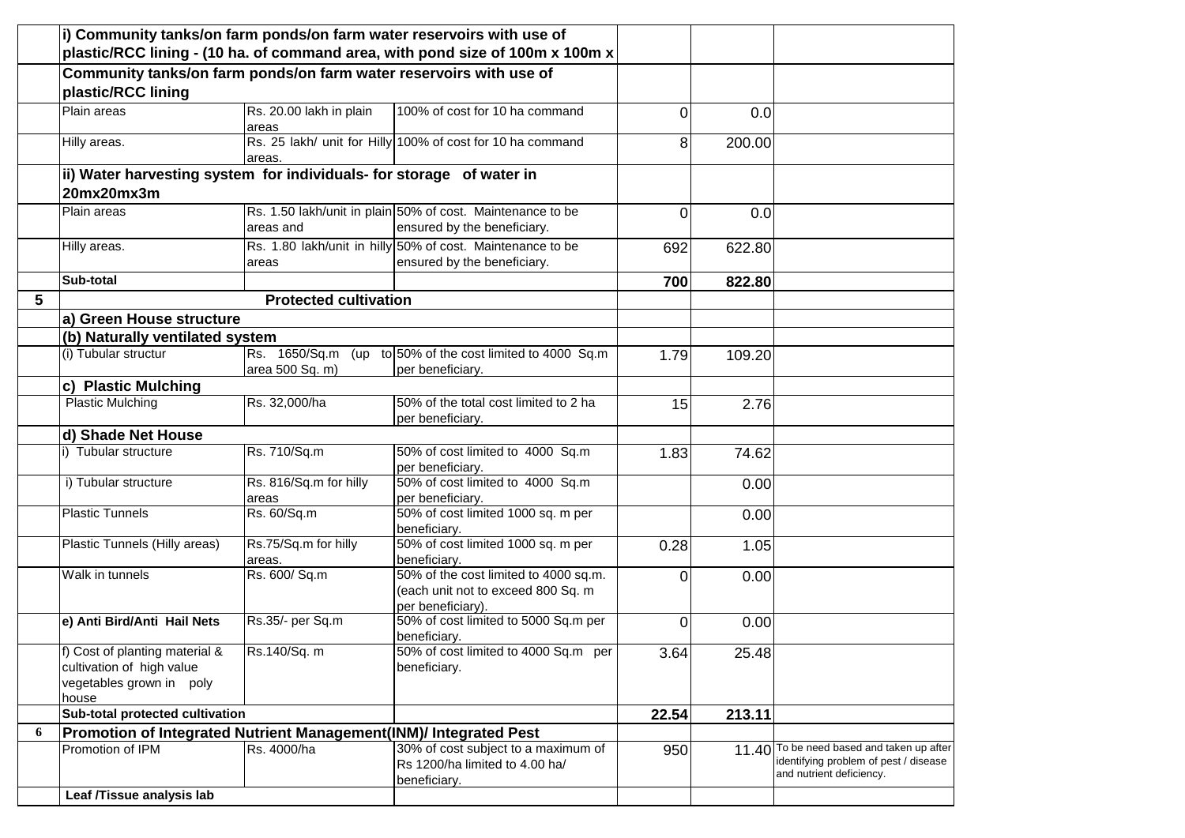| | | | | | | |
|---|---|---|---|---|---|---|
| | **i) Community tanks/on farm ponds/on farm water reservoirs with use of plastic/RCC lining - (10 ha. of command area, with pond size of 100m x 100m x** | | | | | |
| | **Community tanks/on farm ponds/on farm water reservoirs with use of plastic/RCC lining** | | | | | |
| | Plain areas | Rs. 20.00 lakh in plain areas | 100% of cost for 10 ha command | 0 | 0.0 | |
| | Hilly areas. | Rs. 25 lakh/ unit for Hilly areas. | 100% of cost for 10 ha command | 8 | 200.00 | |
| | **ii) Water harvesting system for individuals- for storage of water in 20mx20mx3m** | | | | | |
| | Plain areas | Rs. 1.50 lakh/unit in plain areas and | 50% of cost. Maintenance to be ensured by the beneficiary. | 0 | 0.0 | |
| | Hilly areas. | Rs. 1.80 lakh/unit in hilly areas | 50% of cost. Maintenance to be ensured by the beneficiary. | 692 | 622.80 | |
| | **Sub-total** | | | **700** | **822.80** | |
| **5** | | **Protected cultivation** | | | | |
| | **a) Green House structure** | | | | | |
| | **(b) Naturally ventilated system** | | | | | |
| | (i) Tubular structur | Rs. 1650/Sq.m (up to area 500 Sq. m) | 50% of the cost limited to 4000 Sq.m per beneficiary. | 1.79 | 109.20 | |
| | **c) Plastic Mulching** | | | | | |
| | Plastic Mulching | Rs. 32,000/ha | 50% of the total cost limited to 2 ha per beneficiary. | 15 | 2.76 | |
| | **d) Shade Net House** | | | | | |
| | i) Tubular structure | Rs. 710/Sq.m | 50% of cost limited to 4000 Sq.m per beneficiary. | 1.83 | 74.62 | |
| | i) Tubular structure | Rs. 816/Sq.m for hilly areas | 50% of cost limited to 4000 Sq.m per beneficiary. | | 0.00 | |
| | Plastic Tunnels | Rs. 60/Sq.m | 50% of cost limited 1000 sq. m per beneficiary. | | 0.00 | |
| | Plastic Tunnels (Hilly areas) | Rs.75/Sq.m for hilly areas. | 50% of cost limited 1000 sq. m per beneficiary. | 0.28 | 1.05 | |
| | Walk in tunnels | Rs. 600/ Sq.m | 50% of the cost limited to 4000 sq.m. (each unit not to exceed 800 Sq. m per beneficiary). | 0 | 0.00 | |
| | **e) Anti Bird/Anti Hail Nets** | Rs.35/- per Sq.m | 50% of cost limited to 5000 Sq.m per beneficiary. | 0 | 0.00 | |
| | f) Cost of planting material & cultivation of high value vegetables grown in poly house | Rs.140/Sq. m | 50% of cost limited to 4000 Sq.m per beneficiary. | 3.64 | 25.48 | |
| | **Sub-total protected cultivation** | | | **22.54** | **213.11** | |
| **6** | **Promotion of Integrated Nutrient Management(INM)/ Integrated Pest** | | | | | |
| | Promotion of IPM | Rs. 4000/ha | 30% of cost subject to a maximum of Rs 1200/ha limited to 4.00 ha/ beneficiary. | 950 | 11.40 | To be need based and taken up after identifying problem of pest / disease and nutrient deficiency. |
| | **Leaf /Tissue analysis lab** | | | | | |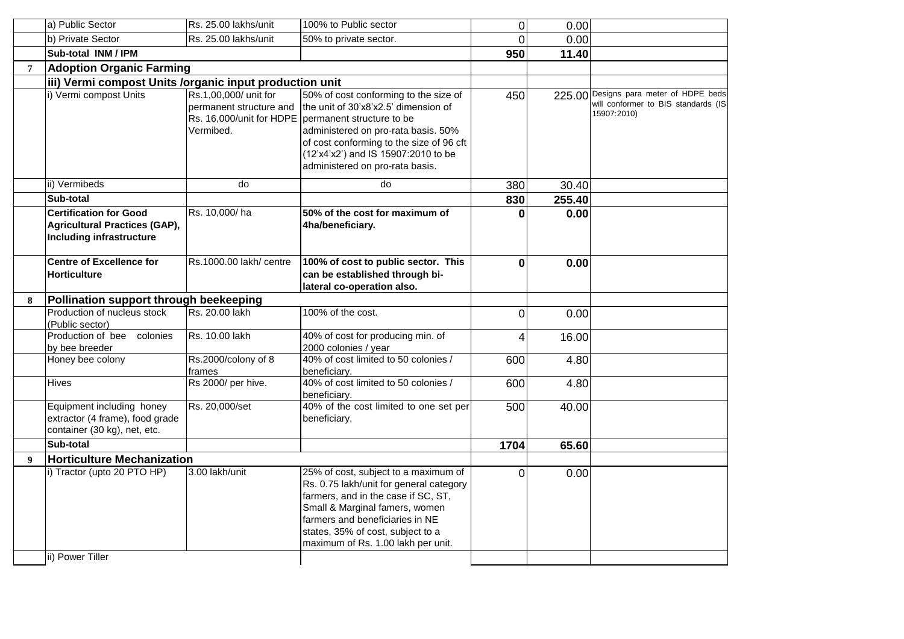| | | | | | | |
|---|---|---|---|---|---|---|
| | a) Public Sector | Rs. 25.00 lakhs/unit | 100% to Public sector | 0 | 0.00 | |
| | b) Private Sector | Rs. 25.00 lakhs/unit | 50% to private sector. | 0 | 0.00 | |
| | **Sub-total INM / IPM** | | | **950** | **11.40** | |
| **7** | **Adoption Organic Farming** | | | | | |
| | **iii) Vermi compost Units /organic input production unit** | | | | | |
| | i) Vermi compost Units | Rs.1,00,000/ unit for permanent structure and Rs. 16,000/unit for HDPE Vermibed. | 50% of cost conforming to the size of the unit of 30'x8'x2.5' dimension of permanent structure to be administered on pro-rata basis. 50% of cost conforming to the size of 96 cft (12'x4'x2') and IS 15907:2010 to be administered on pro-rata basis. | 450 | 225.00 | Designs para meter of HDPE beds will conformer to BIS standards (IS 15907:2010) |
| | ii) Vermibeds | do | do | 380 | 30.40 | |
| | **Sub-total** | | | **830** | **255.40** | |
| | **Certification for Good Agricultural Practices (GAP), Including infrastructure** | Rs. 10,000/ ha | **50% of the cost for maximum of 4ha/beneficiary.** | **0** | **0.00** | |
| | **Centre of Excellence for Horticulture** | Rs.1000.00 lakh/ centre | **100% of cost to public sector. This can be established through bi-lateral co-operation also.** | **0** | **0.00** | |
| **8** | **Pollination support through beekeeping** | | | | | |
| | Production of nucleus stock (Public sector) | Rs. 20.00 lakh | 100% of the cost. | 0 | 0.00 | |
| | Production of bee colonies by bee breeder | Rs. 10.00 lakh | 40% of cost for producing min. of 2000 colonies / year | 4 | 16.00 | |
| | Honey bee colony | Rs.2000/colony of 8 frames | 40% of cost limited to 50 colonies / beneficiary. | 600 | 4.80 | |
| | Hives | Rs 2000/ per hive. | 40% of cost limited to 50 colonies / beneficiary. | 600 | 4.80 | |
| | Equipment including honey extractor (4 frame), food grade container (30 kg), net, etc. | Rs. 20,000/set | 40% of the cost limited to one set per beneficiary. | 500 | 40.00 | |
| | **Sub-total** | | | **1704** | **65.60** | |
| **9** | **Horticulture Mechanization** | | | | | |
| | i) Tractor (upto 20 PTO HP) | 3.00 lakh/unit | 25% of cost, subject to a maximum of Rs. 0.75 lakh/unit for general category farmers, and in the case if SC, ST, Small & Marginal famers, women farmers and beneficiaries in NE states, 35% of cost, subject to a maximum of Rs. 1.00 lakh per unit. | 0 | 0.00 | |
| | ii) Power Tiller | | | | | |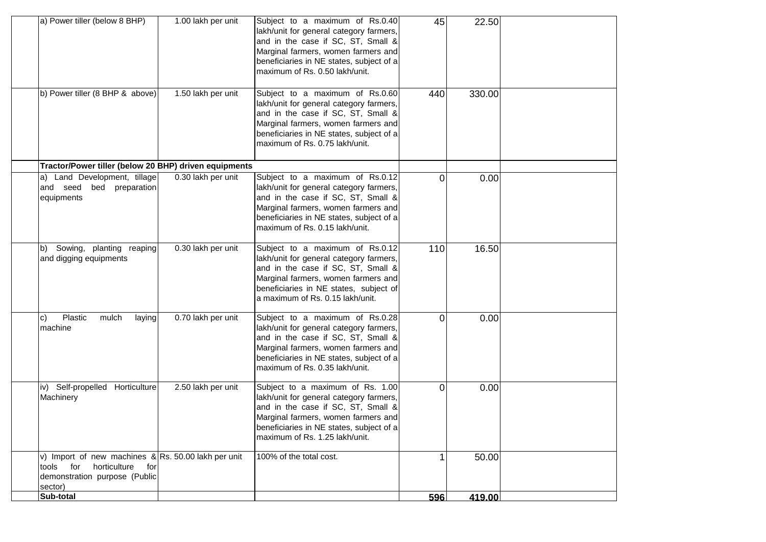| | | | | | | |
|---|---|---|---|---|---|---|
| | a) Power tiller (below 8 BHP) | 1.00 lakh per unit | Subject to a maximum of Rs.0.40 lakh/unit for general category farmers, and in the case if SC, ST, Small & Marginal farmers, women farmers and beneficiaries in NE states, subject of a maximum of Rs. 0.50 lakh/unit. | 45 | 22.50 | |
| | b) Power tiller (8 BHP & above) | 1.50 lakh per unit | Subject to a maximum of Rs.0.60 lakh/unit for general category farmers, and in the case if SC, ST, Small & Marginal farmers, women farmers and beneficiaries in NE states, subject of a maximum of Rs. 0.75 lakh/unit. | 440 | 330.00 | |
| | **Tractor/Power tiller (below 20 BHP) driven equipments** | | | | | |
| | a) Land Development, tillage and seed bed preparation equipments | 0.30 lakh per unit | Subject to a maximum of Rs.0.12 lakh/unit for general category farmers, and in the case if SC, ST, Small & Marginal farmers, women farmers and beneficiaries in NE states, subject of a maximum of Rs. 0.15 lakh/unit. | 0 | 0.00 | |
| | b) Sowing, planting reaping and digging equipments | 0.30 lakh per unit | Subject to a maximum of Rs.0.12 lakh/unit for general category farmers, and in the case if SC, ST, Small & Marginal farmers, women farmers and beneficiaries in NE states, subject of a maximum of Rs. 0.15 lakh/unit. | 110 | 16.50 | |
| | c) Plastic mulch laying machine | 0.70 lakh per unit | Subject to a maximum of Rs.0.28 lakh/unit for general category farmers, and in the case if SC, ST, Small & Marginal farmers, women farmers and beneficiaries in NE states, subject of a maximum of Rs. 0.35 lakh/unit. | 0 | 0.00 | |
| | iv) Self-propelled Horticulture Machinery | 2.50 lakh per unit | Subject to a maximum of Rs. 1.00 lakh/unit for general category farmers, and in the case if SC, ST, Small & Marginal farmers, women farmers and beneficiaries in NE states, subject of a maximum of Rs. 1.25 lakh/unit. | 0 | 0.00 | |
| | v) Import of new machines & tools for horticulture for demonstration purpose (Public sector) | Rs. 50.00 lakh per unit | 100% of the total cost. | 1 | 50.00 | |
| | **Sub-total** | | | **596** | **419.00** | |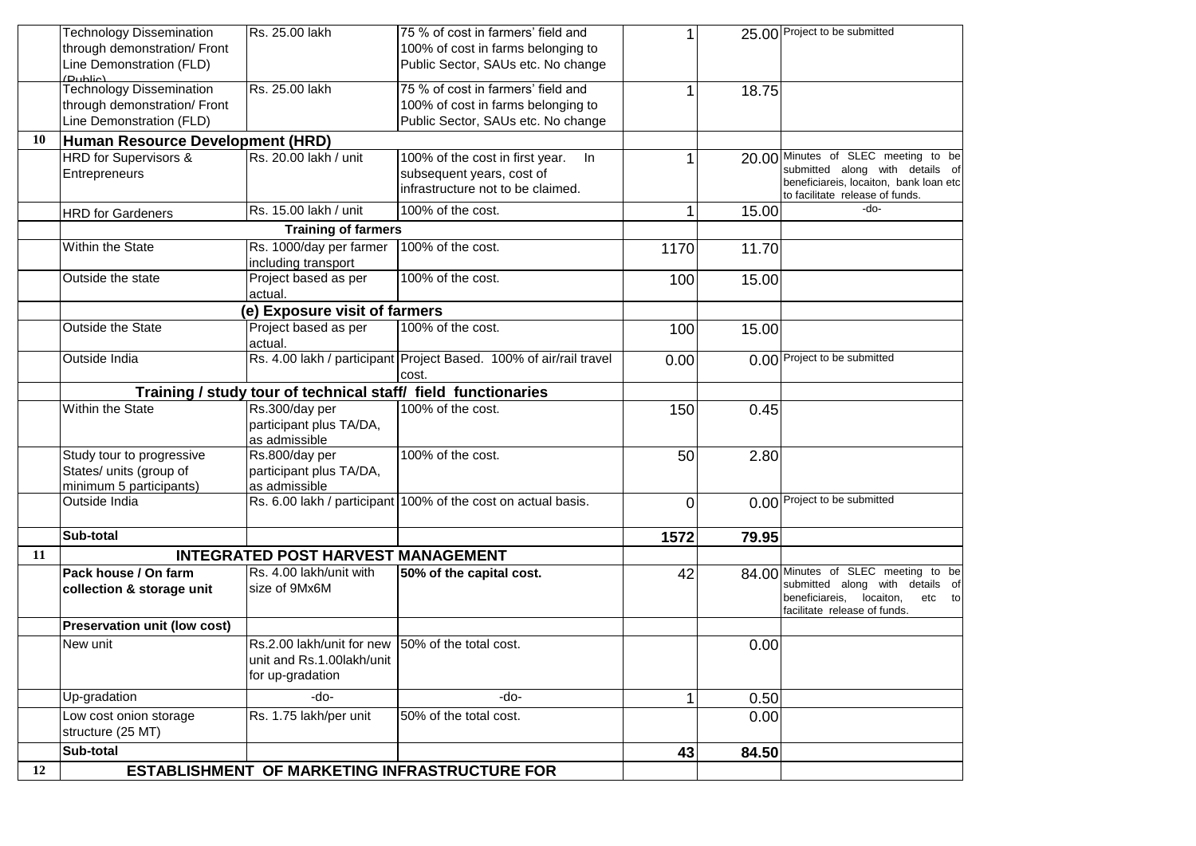| | | | | | | |
|---|---|---|---|---|---|---|
| | Technology Dissemination through demonstration/ Front Line Demonstration (FLD) (Public) | Rs. 25.00 lakh | 75 % of cost in farmers' field and 100% of cost in farms belonging to Public Sector, SAUs etc. No change | 1 | 25.00 | Project to be submitted |
| | Technology Dissemination through demonstration/ Front Line Demonstration (FLD) | Rs. 25.00 lakh | 75 % of cost in farmers' field and 100% of cost in farms belonging to Public Sector, SAUs etc. No change | 1 | 18.75 | |
| **10** | **Human Resource Development (HRD)** | | | | | |
| | HRD for Supervisors & Entrepreneurs | Rs. 20.00 lakh / unit | 100% of the cost in first year. In subsequent years, cost of infrastructure not to be claimed. | 1 | 20.00 | Minutes of SLEC meeting to be submitted along with details of beneficiareis, locaiton, bank loan etc to facilitate release of funds. |
| | HRD for Gardeners | Rs. 15.00 lakh / unit | 100% of the cost. | 1 | 15.00 | -do- |
| | | **Training of farmers** | | | | |
| | Within the State | Rs. 1000/day per farmer including transport | 100% of the cost. | 1170 | 11.70 | |
| | Outside the state | Project based as per actual. | 100% of the cost. | 100 | 15.00 | |
| | | **(e) Exposure visit of farmers** | | | | |
| | Outside the State | Project based as per actual. | 100% of the cost. | 100 | 15.00 | |
| | Outside India | Rs. 4.00 lakh / participant | Project Based. 100% of air/rail travel cost. | 0.00 | 0.00 | Project to be submitted |
| | **Training / study tour of technical staff/ field functionaries** | | | | | |
| | Within the State | Rs.300/day per participant plus TA/DA, as admissible | 100% of the cost. | 150 | 0.45 | |
| | Study tour to progressive States/ units (group of minimum 5 participants) | Rs.800/day per participant plus TA/DA, as admissible | 100% of the cost. | 50 | 2.80 | |
| | Outside India | Rs. 6.00 lakh / participant | 100% of the cost on actual basis. | 0 | 0.00 | Project to be submitted |
| | **Sub-total** | | | **1572** | **79.95** | |
| **11** | **INTEGRATED POST HARVEST MANAGEMENT** | | | | | |
| | **Pack house / On farm collection & storage unit** | Rs. 4.00 lakh/unit with size of 9Mx6M | **50% of the capital cost.** | 42 | 84.00 | Minutes of SLEC meeting to be submitted along with details of beneficiareis, locaiton, etc to facilitate release of funds. |
| | **Preservation unit (low cost)** | | | | | |
| | New unit | Rs.2.00 lakh/unit for new unit and Rs.1.00lakh/unit for up-gradation | 50% of the total cost. | | 0.00 | |
| | Up-gradation | -do- | -do- | 1 | 0.50 | |
| | Low cost onion storage structure (25 MT) | Rs. 1.75 lakh/per unit | 50% of the total cost. | | 0.00 | |
| | **Sub-total** | | | **43** | **84.50** | |
| **12** | **ESTABLISHMENT OF MARKETING INFRASTRUCTURE FOR** | | | | | |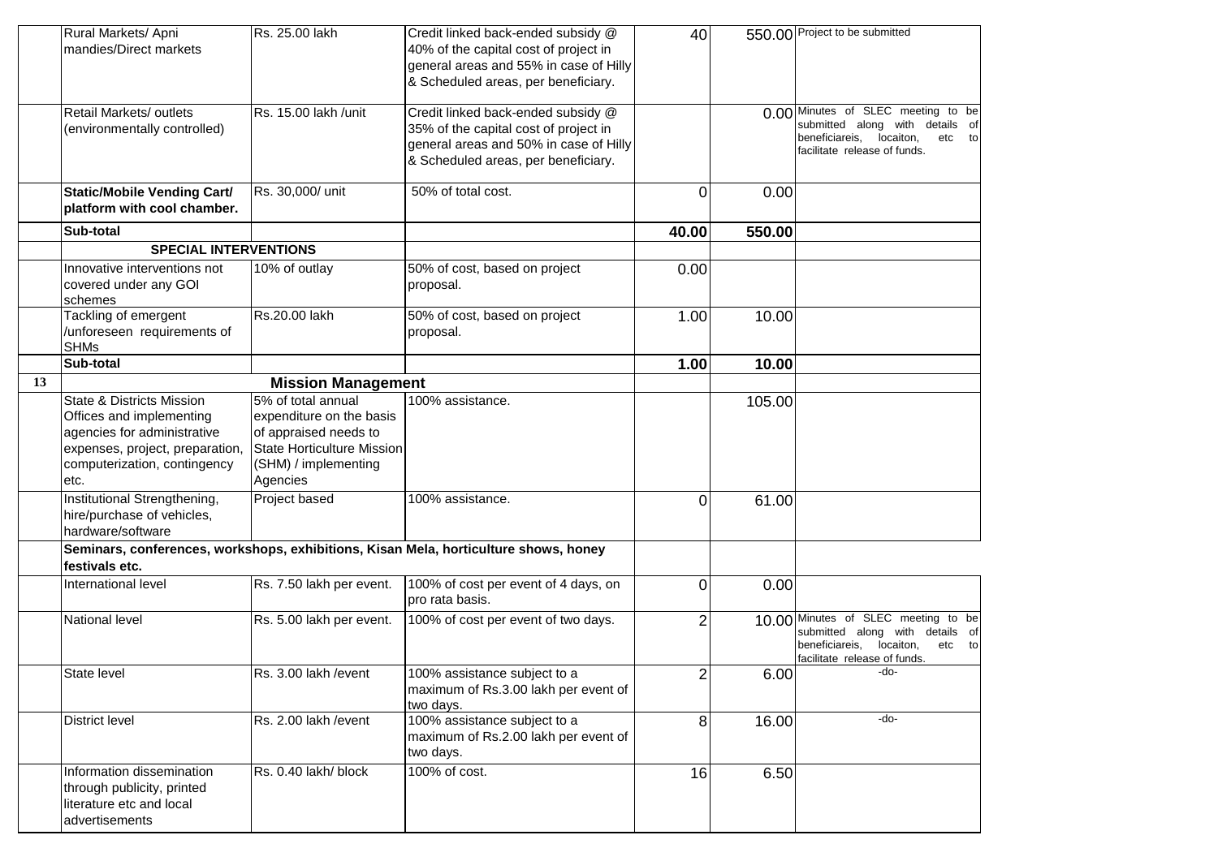|  |  |  |  |  |  |  |
|---|---|---|---|---|---|---|
|  | Rural Markets/ Apni mandies/Direct markets | Rs. 25.00 lakh | Credit linked back-ended subsidy @ 40% of the capital cost of project in general areas and 55% in case of Hilly & Scheduled areas, per beneficiary. | 40 | 550.00 | Project to be submitted |
|  | Retail Markets/ outlets (environmentally controlled) | Rs. 15.00 lakh /unit | Credit linked back-ended subsidy @ 35% of the capital cost of project in general areas and 50% in case of Hilly & Scheduled areas, per beneficiary. |  | 0.00 | Minutes of SLEC meeting to be submitted along with details of beneficiareis, locaiton, etc to facilitate release of funds. |
|  | **Static/Mobile Vending Cart/ platform with cool chamber.** | Rs. 30,000/ unit | 50% of total cost. | 0 | 0.00 |  |
|  | **Sub-total** |  |  | **40.00** | **550.00** |  |
|  | **SPECIAL INTERVENTIONS** |  |  |  |  |  |
|  | Innovative interventions not covered under any GOI schemes | 10% of outlay | 50% of cost, based on project proposal. | 0.00 |  |  |
|  | Tackling of emergent /unforeseen requirements of SHMs | Rs.20.00 lakh | 50% of cost, based on project proposal. | 1.00 | 10.00 |  |
|  | **Sub-total** |  |  | **1.00** | **10.00** |  |
| **13** |  | **Mission Management** |  |  |  |  |
|  | State & Districts Mission Offices and implementing agencies for administrative expenses, project, preparation, computerization, contingency etc. | 5% of total annual expenditure on the basis of appraised needs to State Horticulture Mission (SHM) / implementing Agencies | 100% assistance. |  | 105.00 |  |
|  | Institutional Strengthening, hire/purchase of vehicles, hardware/software | Project based | 100% assistance. | 0 | 61.00 |  |
|  | **Seminars, conferences, workshops, exhibitions, Kisan Mela, horticulture shows, honey festivals etc.** |  |  |  |  |  |
|  | International level | Rs. 7.50 lakh per event. | 100% of cost per event of 4 days, on pro rata basis. | 0 | 0.00 |  |
|  | National level | Rs. 5.00 lakh per event. | 100% of cost per event of two days. | 2 | 10.00 | Minutes of SLEC meeting to be submitted along with details of beneficiareis, locaiton, etc to facilitate release of funds. |
|  | State level | Rs. 3.00 lakh /event | 100% assistance subject to a maximum of Rs.3.00 lakh per event of two days. | 2 | 6.00 | -do- |
|  | District level | Rs. 2.00 lakh /event | 100% assistance subject to a maximum of Rs.2.00 lakh per event of two days. | 8 | 16.00 | -do- |
|  | Information dissemination through publicity, printed literature etc and local advertisements | Rs. 0.40 lakh/ block | 100% of cost. | 16 | 6.50 |  |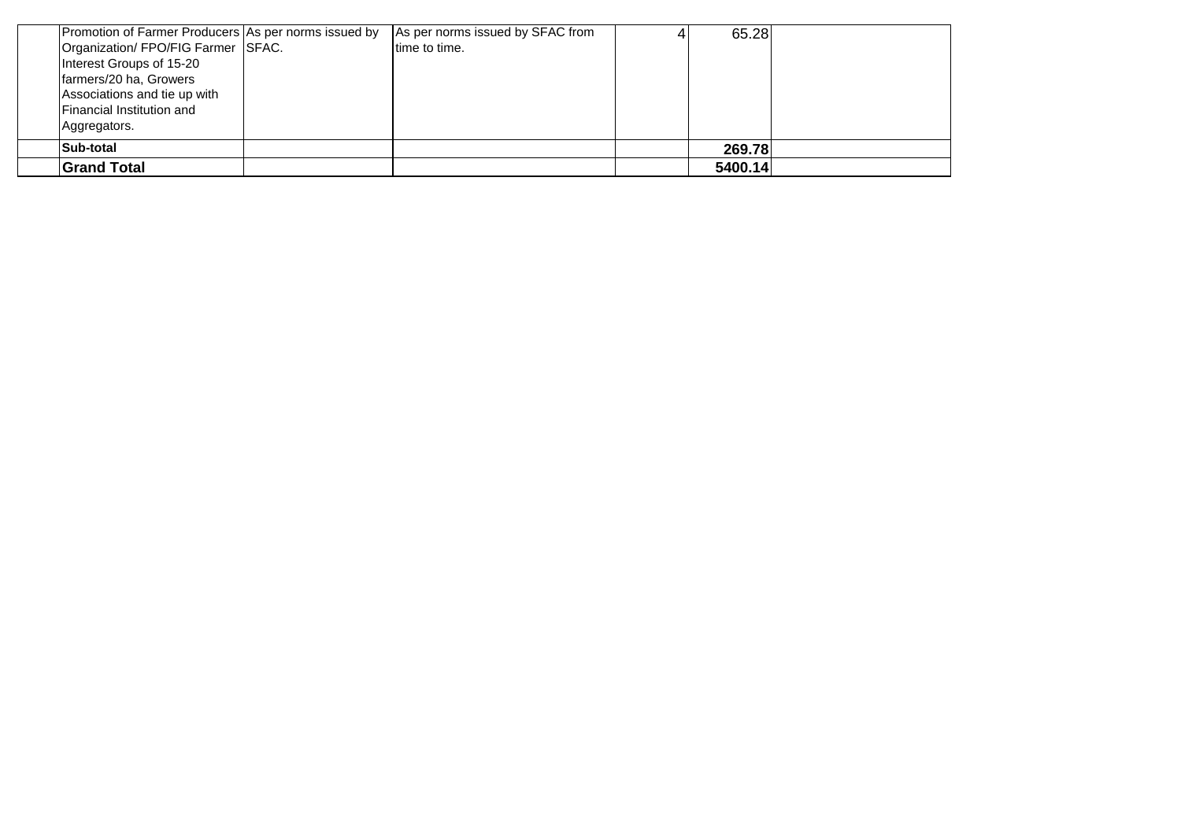| | | | | | | |
|---|---|---|---|---|---|---|
| | Promotion of Farmer Producers Organization/ FPO/FIG Farmer Interest Groups of 15-20 farmers/20 ha, Growers Associations and tie up with Financial Institution and Aggregators. | As per norms issued by SFAC. | As per norms issued by SFAC from time to time. | 4 | 65.28 | |
| | **Sub-total** | | | | **269.78** | |
| | **Grand Total** | | | | **5400.14** | |